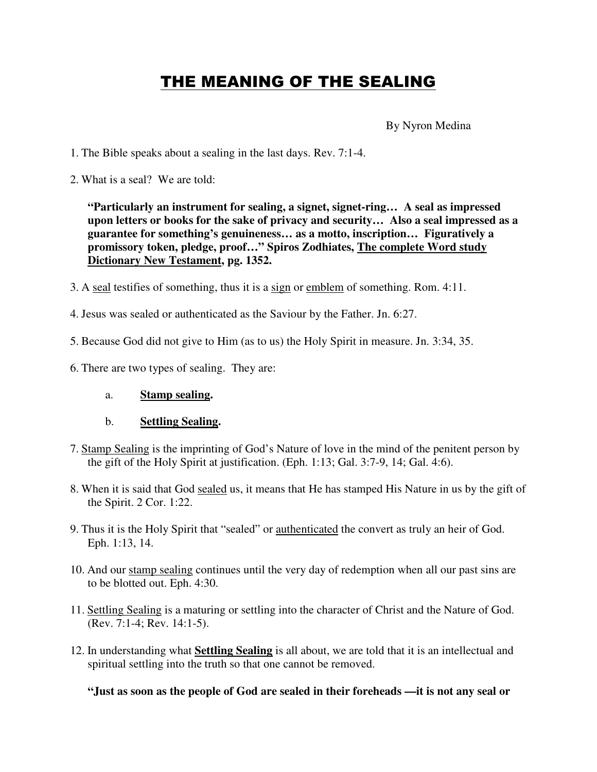# THE MEANING OF THE SEALING

By Nyron Medina

1. The Bible speaks about a sealing in the last days. Rev. 7:1-4.

2. What is a seal? We are told:

   **"Particularly an instrument for sealing, a signet, signet-ring… A seal as impressed upon letters or books for the sake of privacy and security… Also a seal impressed as a guarantee for something's genuineness… as a motto, inscription… Figuratively a promissory token, pledge, proof…" Spiros Zodhiates, <u>The complete Word study Dictionary New Testament</u>, pg. 1352.**

3. A <u>seal</u> testifies of something, thus it is a <u>sign</u> or <u>emblem</u> of something. Rom. 4:11.

4. Jesus was sealed or authenticated as the Saviour by the Father. Jn. 6:27.

5. Because God did not give to Him (as to us) the Holy Spirit in measure. Jn. 3:34, 35.

6. There are two types of sealing. They are:

   a. **<u>Stamp sealing</u>.**

   b. **<u>Settling Sealing</u>.**

7. <u>Stamp Sealing</u> is the imprinting of God's Nature of love in the mind of the penitent person by the gift of the Holy Spirit at justification. (Eph. 1:13; Gal. 3:7-9, 14; Gal. 4:6).

8. When it is said that God <u>sealed</u> us, it means that He has stamped His Nature in us by the gift of the Spirit. 2 Cor. 1:22.

9. Thus it is the Holy Spirit that "sealed" or <u>authenticated</u> the convert as truly an heir of God. Eph. 1:13, 14.

10. And our <u>stamp sealing</u> continues until the very day of redemption when all our past sins are to be blotted out. Eph. 4:30.

11. <u>Settling Sealing</u> is a maturing or settling into the character of Christ and the Nature of God. (Rev. 7:1-4; Rev. 14:1-5).

12. In understanding what **<u>Settling Sealing</u>** is all about, we are told that it is an intellectual and spiritual settling into the truth so that one cannot be removed.

    **"Just as soon as the people of God are sealed in their foreheads —it is not any seal or**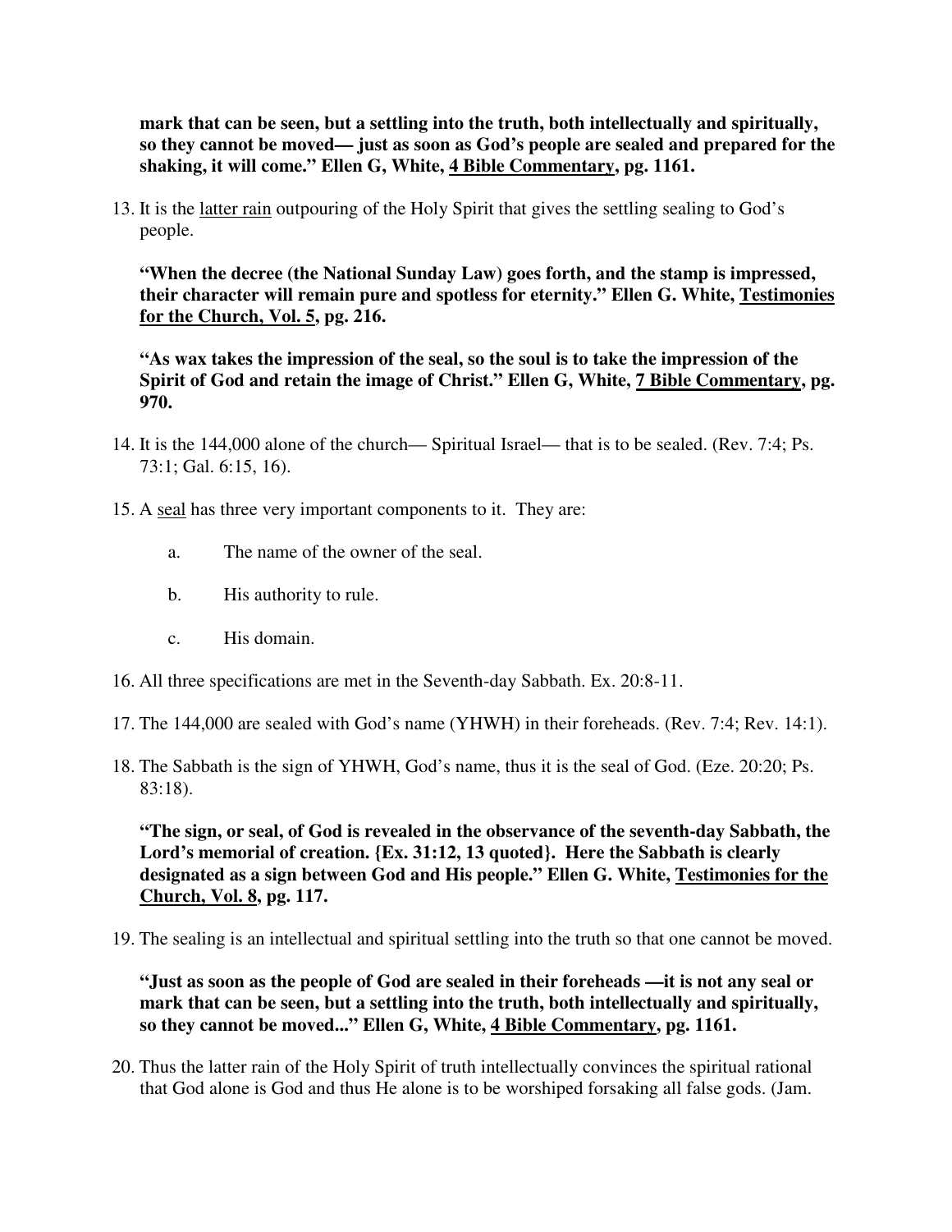**mark that can be seen, but a settling into the truth, both intellectually and spiritually, so they cannot be moved— just as soon as God's people are sealed and prepared for the shaking, it will come." Ellen G, White, 4 Bible Commentary, pg. 1161.**

13. It is the latter rain outpouring of the Holy Spirit that gives the settling sealing to God's people.

    **"When the decree (the National Sunday Law) goes forth, and the stamp is impressed, their character will remain pure and spotless for eternity." Ellen G. White, Testimonies for the Church, Vol. 5, pg. 216.**

    **"As wax takes the impression of the seal, so the soul is to take the impression of the Spirit of God and retain the image of Christ." Ellen G, White, 7 Bible Commentary, pg. 970.**

14. It is the 144,000 alone of the church— Spiritual Israel— that is to be sealed. (Rev. 7:4; Ps. 73:1; Gal. 6:15, 16).

15. A seal has three very important components to it. They are:

    a. The name of the owner of the seal.

    b. His authority to rule.

    c. His domain.

16. All three specifications are met in the Seventh-day Sabbath. Ex. 20:8-11.

17. The 144,000 are sealed with God's name (YHWH) in their foreheads. (Rev. 7:4; Rev. 14:1).

18. The Sabbath is the sign of YHWH, God's name, thus it is the seal of God. (Eze. 20:20; Ps. 83:18).

    **"The sign, or seal, of God is revealed in the observance of the seventh-day Sabbath, the Lord's memorial of creation. {Ex. 31:12, 13 quoted}. Here the Sabbath is clearly designated as a sign between God and His people." Ellen G. White, Testimonies for the Church, Vol. 8, pg. 117.**

19. The sealing is an intellectual and spiritual settling into the truth so that one cannot be moved.

    **"Just as soon as the people of God are sealed in their foreheads —it is not any seal or mark that can be seen, but a settling into the truth, both intellectually and spiritually, so they cannot be moved..." Ellen G, White, 4 Bible Commentary, pg. 1161.**

20. Thus the latter rain of the Holy Spirit of truth intellectually convinces the spiritual rational that God alone is God and thus He alone is to be worshiped forsaking all false gods. (Jam.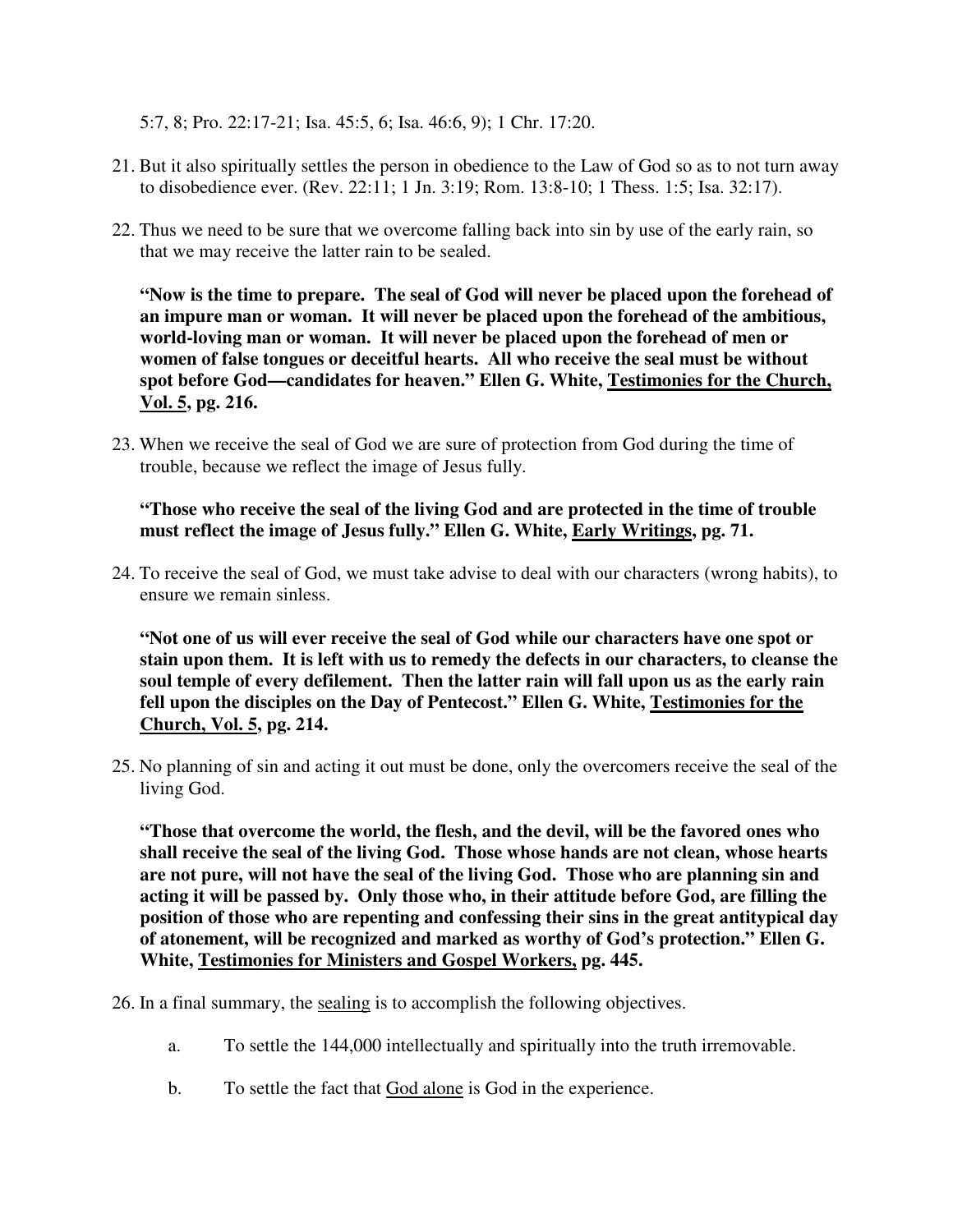5:7, 8; Pro. 22:17-21; Isa. 45:5, 6; Isa. 46:6, 9); 1 Chr. 17:20.

21. But it also spiritually settles the person in obedience to the Law of God so as to not turn away to disobedience ever. (Rev. 22:11; 1 Jn. 3:19; Rom. 13:8-10; 1 Thess. 1:5; Isa. 32:17).

22. Thus we need to be sure that we overcome falling back into sin by use of the early rain, so that we may receive the latter rain to be sealed.

    **"Now is the time to prepare. The seal of God will never be placed upon the forehead of an impure man or woman. It will never be placed upon the forehead of the ambitious, world-loving man or woman. It will never be placed upon the forehead of men or women of false tongues or deceitful hearts. All who receive the seal must be without spot before God—candidates for heaven." Ellen G. White, <u>Testimonies for the Church, Vol. 5</u>, pg. 216.**

23. When we receive the seal of God we are sure of protection from God during the time of trouble, because we reflect the image of Jesus fully.

    **"Those who receive the seal of the living God and are protected in the time of trouble must reflect the image of Jesus fully." Ellen G. White, <u>Early Writings</u>, pg. 71.**

24. To receive the seal of God, we must take advise to deal with our characters (wrong habits), to ensure we remain sinless.

    **"Not one of us will ever receive the seal of God while our characters have one spot or stain upon them. It is left with us to remedy the defects in our characters, to cleanse the soul temple of every defilement. Then the latter rain will fall upon us as the early rain fell upon the disciples on the Day of Pentecost." Ellen G. White, <u>Testimonies for the Church, Vol. 5</u>, pg. 214.**

25. No planning of sin and acting it out must be done, only the overcomers receive the seal of the living God.

    **"Those that overcome the world, the flesh, and the devil, will be the favored ones who shall receive the seal of the living God. Those whose hands are not clean, whose hearts are not pure, will not have the seal of the living God. Those who are planning sin and acting it will be passed by. Only those who, in their attitude before God, are filling the position of those who are repenting and confessing their sins in the great antitypical day of atonement, will be recognized and marked as worthy of God's protection." Ellen G. White, <u>Testimonies for Ministers and Gospel Workers,</u> pg. 445.**

26. In a final summary, the <u>sealing</u> is to accomplish the following objectives.

    a. To settle the 144,000 intellectually and spiritually into the truth irremovable.

    b. To settle the fact that <u>God alone</u> is God in the experience.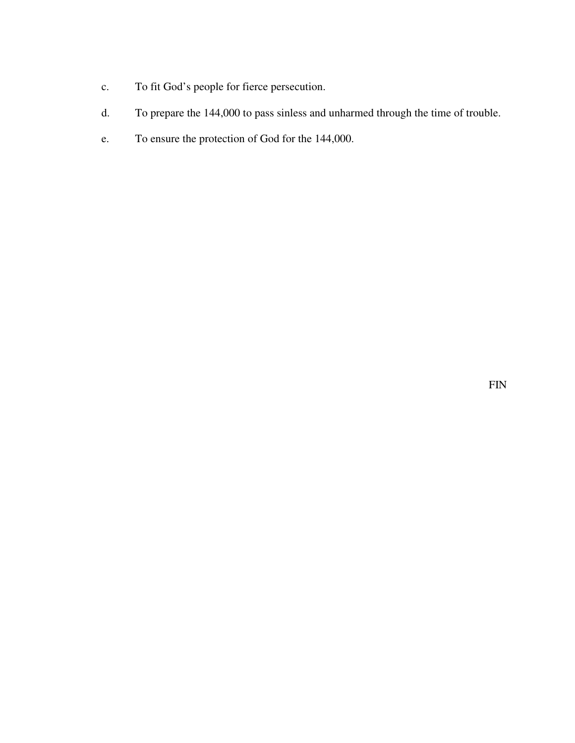c. To fit God's people for fierce persecution.

d. To prepare the 144,000 to pass sinless and unharmed through the time of trouble.

e. To ensure the protection of God for the 144,000.

FIN